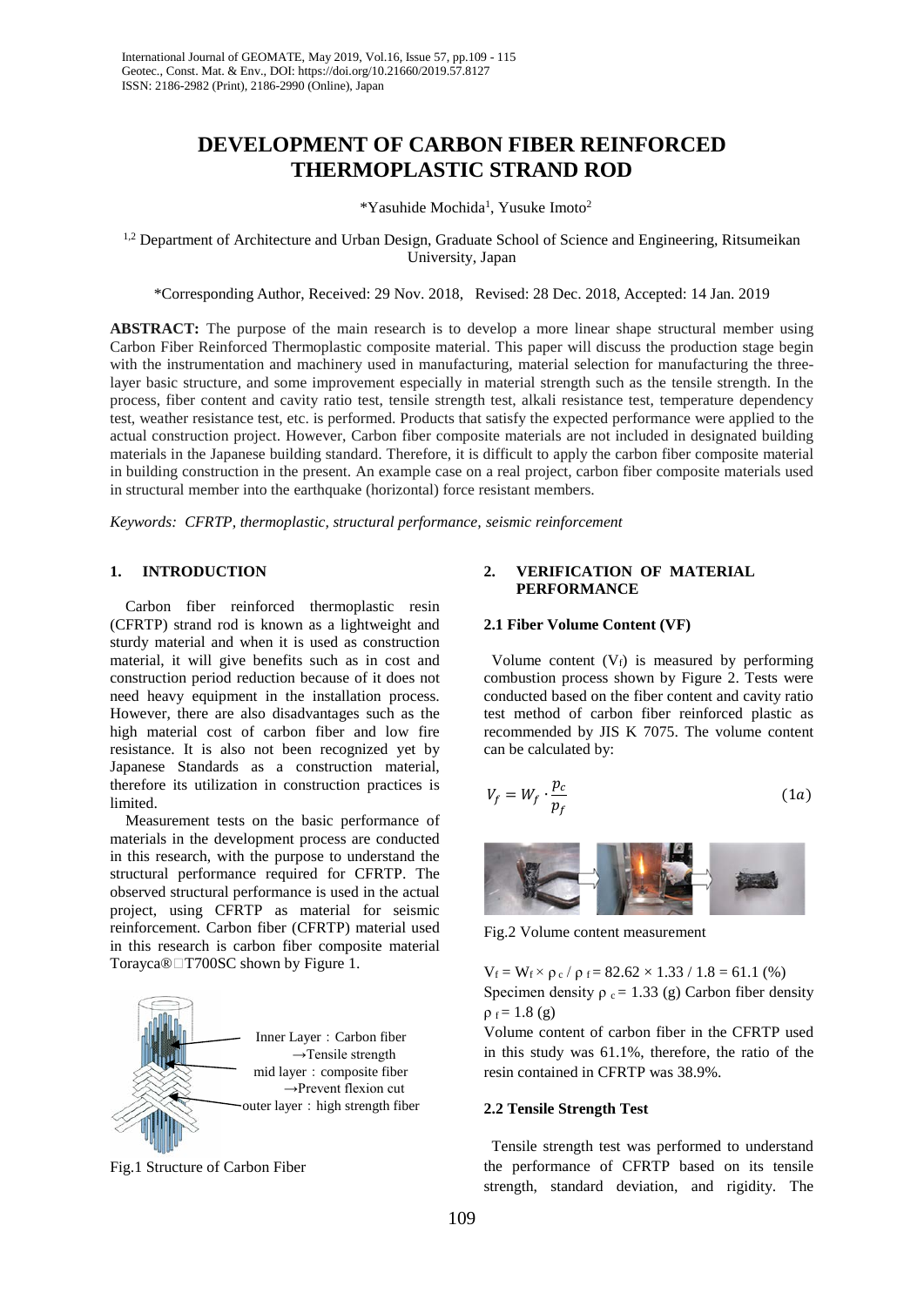# DEVELOPMENT OF CARBON FIBER REINFORCED THERMOPLASTIC STRAND ROD

*Yasuhide Mochida[1], Yusuke Imoto[2]

[1,2] Department of Architecture and Urban Design, Graduate School of Science and Engineering, Ritsumeikan University, Japan

*Corresponding Author, Received: 29 Nov. 2018, Revised: 28 Dec. 2018, Accepted: 14 Jan. 2019

**ABSTRACT:** The purpose of the main research is to develop a more linear shape structural member using Carbon Fiber Reinforced Thermoplastic composite material. This paper will discuss the production stage begin with the instrumentation and machinery used in manufacturing, material selection for manufacturing the three-layer basic structure, and some improvement especially in material strength such as the tensile strength. In the process, fiber content and cavity ratio test, tensile strength test, alkali resistance test, temperature dependency test, weather resistance test, etc. is performed. Products that satisfy the expected performance were applied to the actual construction project. However, Carbon fiber composite materials are not included in designated building materials in the Japanese building standard. Therefore, it is difficult to apply the carbon fiber composite material in building construction in the present. An example case on a real project, carbon fiber composite materials used in structural member into the earthquake (horizontal) force resistant members.

*Keywords: CFRTP, thermoplastic, structural performance, seismic reinforcement*

## 1. INTRODUCTION

Carbon fiber reinforced thermoplastic resin (CFRTP) strand rod is known as a lightweight and sturdy material and when it is used as construction material, it will give benefits such as in cost and construction period reduction because of it does not need heavy equipment in the installation process. However, there are also disadvantages such as the high material cost of carbon fiber and low fire resistance. It is also not been recognized yet by Japanese Standards as a construction material, therefore its utilization in construction practices is limited.

Measurement tests on the basic performance of materials in the development process are conducted in this research, with the purpose to understand the structural performance required for CFRTP. The observed structural performance is used in the actual project, using CFRTP as material for seismic reinforcement. Carbon fiber (CFRTP) material used in this research is carbon fiber composite material Torayca®□T700SC shown by Figure 1.

Inner Layer：Carbon fiber →Tensile strength

mid layer：composite fiber →Prevent flexion cut

outer layer：high strength fiber

Fig.1 Structure of Carbon Fiber

## 2. VERIFICATION OF MATERIAL PERFORMANCE

### 2.1 Fiber Volume Content (VF)

Volume content ($V_f$) is measured by performing combustion process shown by Figure 2. Tests were conducted based on the fiber content and cavity ratio test method of carbon fiber reinforced plastic as recommended by JIS K 7075. The volume content can be calculated by:

$$V_f = W_f \cdot \frac{p_c}{p_f} \qquad (1a)$$

Fig.2 Volume content measurement

$V_f = W_f \times \rho_c / \rho_f = 82.62 \times 1.33 / 1.8 = 61.1$ (%)

Specimen density $\rho_c = 1.33$ (g) Carbon fiber density $\rho_f = 1.8$ (g)

Volume content of carbon fiber in the CFRTP used in this study was 61.1%, therefore, the ratio of the resin contained in CFRTP was 38.9%.

### 2.2 Tensile Strength Test

Tensile strength test was performed to understand the performance of CFRTP based on its tensile strength, standard deviation, and rigidity. The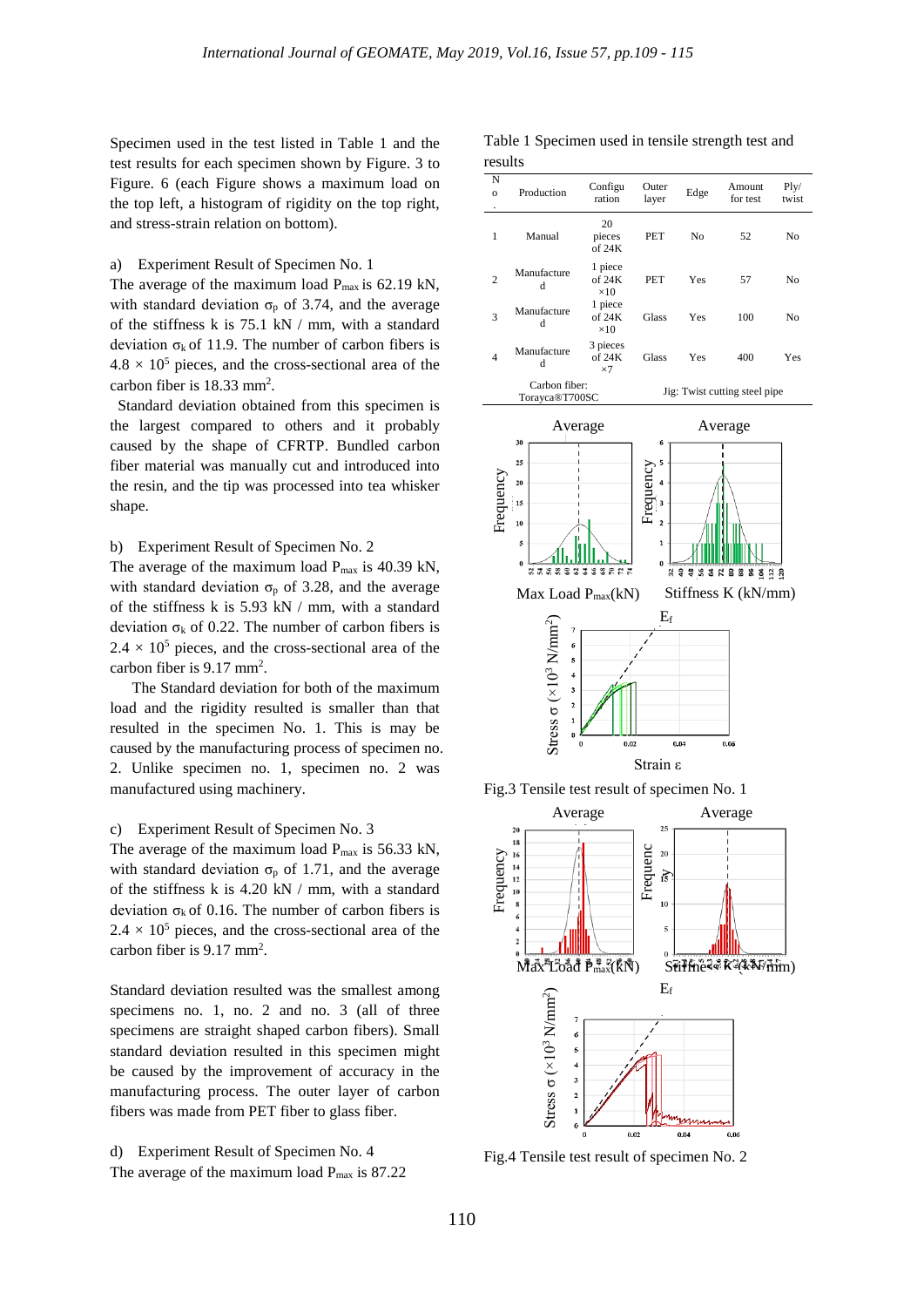Specimen used in the test listed in Table 1 and the test results for each specimen shown by Figure. 3 to Figure. 6 (each Figure shows a maximum load on the top left, a histogram of rigidity on the top right, and stress-strain relation on bottom).

a) Experiment Result of Specimen No. 1

The average of the maximum load $P_{max}$ is 62.19 kN, with standard deviation $\sigma_p$ of 3.74, and the average of the stiffness k is 75.1 kN / mm, with a standard deviation $\sigma_k$ of 11.9. The number of carbon fibers is $4.8 \times 10^5$ pieces, and the cross-sectional area of the carbon fiber is 18.33 $mm^2$.

Standard deviation obtained from this specimen is the largest compared to others and it probably caused by the shape of CFRTP. Bundled carbon fiber material was manually cut and introduced into the resin, and the tip was processed into tea whisker shape.

b) Experiment Result of Specimen No. 2

The average of the maximum load $P_{max}$ is 40.39 kN, with standard deviation $\sigma_p$ of 3.28, and the average of the stiffness k is 5.93 kN / mm, with a standard deviation $\sigma_k$ of 0.22. The number of carbon fibers is $2.4 \times 10^5$ pieces, and the cross-sectional area of the carbon fiber is 9.17 $mm^2$.

The Standard deviation for both of the maximum load and the rigidity resulted is smaller than that resulted in the specimen No. 1. This is may be caused by the manufacturing process of specimen no. 2. Unlike specimen no. 1, specimen no. 2 was manufactured using machinery.

c) Experiment Result of Specimen No. 3

The average of the maximum load $P_{max}$ is 56.33 kN, with standard deviation $\sigma_p$ of 1.71, and the average of the stiffness k is 4.20 kN / mm, with a standard deviation $\sigma_k$ of 0.16. The number of carbon fibers is $2.4 \times 10^5$ pieces, and the cross-sectional area of the carbon fiber is 9.17 $mm^2$.

Standard deviation resulted was the smallest among specimens no. 1, no. 2 and no. 3 (all of three specimens are straight shaped carbon fibers). Small standard deviation resulted in this specimen might be caused by the improvement of accuracy in the manufacturing process. The outer layer of carbon fibers was made from PET fiber to glass fiber.

d) Experiment Result of Specimen No. 4

The average of the maximum load $P_{max}$ is 87.22

Table 1 Specimen used in tensile strength test and results

| No. | Production | Configuration | Outer layer | Edge | Amount for test | Ply/ twist |
|---|---|---|---|---|---|---|
| 1 | Manual | 20 pieces of 24K | PET | No | 52 | No |
| 2 | Manufactured | 1 piece of 24K ×10 | PET | Yes | 57 | No |
| 3 | Manufactured | 1 piece of 24K ×10 | Glass | Yes | 100 | No |
| 4 | Manufactured | 3 pieces of 24K ×7 | Glass | Yes | 400 | Yes |
| Carbon fiber: Torayca®T700SC | | | Jig: Twist cutting steel pipe | | | |

Fig.3 Tensile test result of specimen No. 1

Fig.4 Tensile test result of specimen No. 2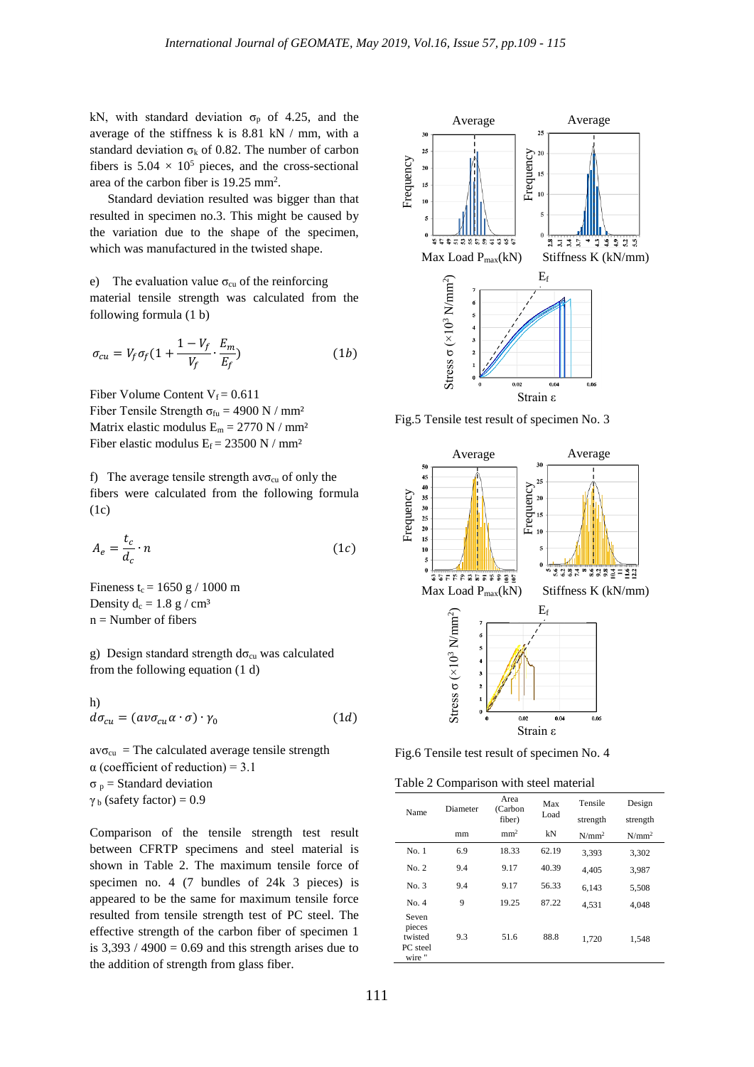kN, with standard deviation $\sigma_p$ of 4.25, and the average of the stiffness k is 8.81 kN / mm, with a standard deviation $\sigma_k$ of 0.82. The number of carbon fibers is $5.04 \times 10^5$ pieces, and the cross-sectional area of the carbon fiber is 19.25 mm$^2$.

Standard deviation resulted was bigger than that resulted in specimen no.3. This might be caused by the variation due to the shape of the specimen, which was manufactured in the twisted shape.

e) The evaluation value $\sigma_{cu}$ of the reinforcing material tensile strength was calculated from the following formula (1 b)

$$\sigma_{cu} = V_f \sigma_f \left(1 + \frac{1 - V_f}{V_f} \cdot \frac{E_m}{E_f}\right) \qquad (1b)$$

Fiber Volume Content $V_f = 0.611$
Fiber Tensile Strength $\sigma_{fu} = 4900$ N / mm²
Matrix elastic modulus $E_m = 2770$ N / mm²
Fiber elastic modulus $E_f = 23500$ N / mm²

f) The average tensile strength $av\sigma_{cu}$ of only the fibers were calculated from the following formula (1c)

$$A_e = \frac{t_c}{d_c} \cdot n \qquad (1c)$$

Fineness $t_c = 1650$ g / 1000 m
Density $d_c = 1.8$ g / cm³
n = Number of fibers

g) Design standard strength $d\sigma_{cu}$ was calculated from the following equation (1 d)

h)

$$d\sigma_{cu} = (av\sigma_{cu} \alpha \cdot \sigma) \cdot \gamma_0 \qquad (1d)$$

$av\sigma_{cu}$ = The calculated average tensile strength
$\alpha$ (coefficient of reduction) = 3.1
$\sigma_p$ = Standard deviation
$\gamma_b$ (safety factor) = 0.9

Comparison of the tensile strength test result between CFRTP specimens and steel material is shown in Table 2. The maximum tensile force of specimen no. 4 (7 bundles of 24k 3 pieces) is appeared to be the same for maximum tensile force resulted from tensile strength test of PC steel. The effective strength of the carbon fiber of specimen 1 is 3,393 / 4900 = 0.69 and this strength arises due to the addition of strength from glass fiber.

Average
Frequency
Max Load $P_{max}$(kN)

Average
Frequency
Stiffness K (kN/mm)

$E_f$
Stress σ (×10³ N/mm²)
Strain ε

Fig.5 Tensile test result of specimen No. 3

Average
Frequency
Max Load $P_{max}$(kN)

Average
Frequency
Stiffness K (kN/mm)

$E_f$
Stress σ (×10³ N/mm²)
Strain ε

Fig.6 Tensile test result of specimen No. 4

Table 2 Comparison with steel material

| Name | Diameter | Area (Carbon fiber) | Max Load | Tensile strength | Design strength |
|---|---|---|---|---|---|
| | mm | mm² | kN | N/mm² | N/mm² |
| No. 1 | 6.9 | 18.33 | 62.19 | 3,393 | 3,302 |
| No. 2 | 9.4 | 9.17 | 40.39 | 4,405 | 3,987 |
| No. 3 | 9.4 | 9.17 | 56.33 | 6,143 | 5,508 |
| No. 4 | 9 | 19.25 | 87.22 | 4,531 | 4,048 |
| Seven pieces twisted PC steel wire " | 9.3 | 51.6 | 88.8 | 1,720 | 1,548 |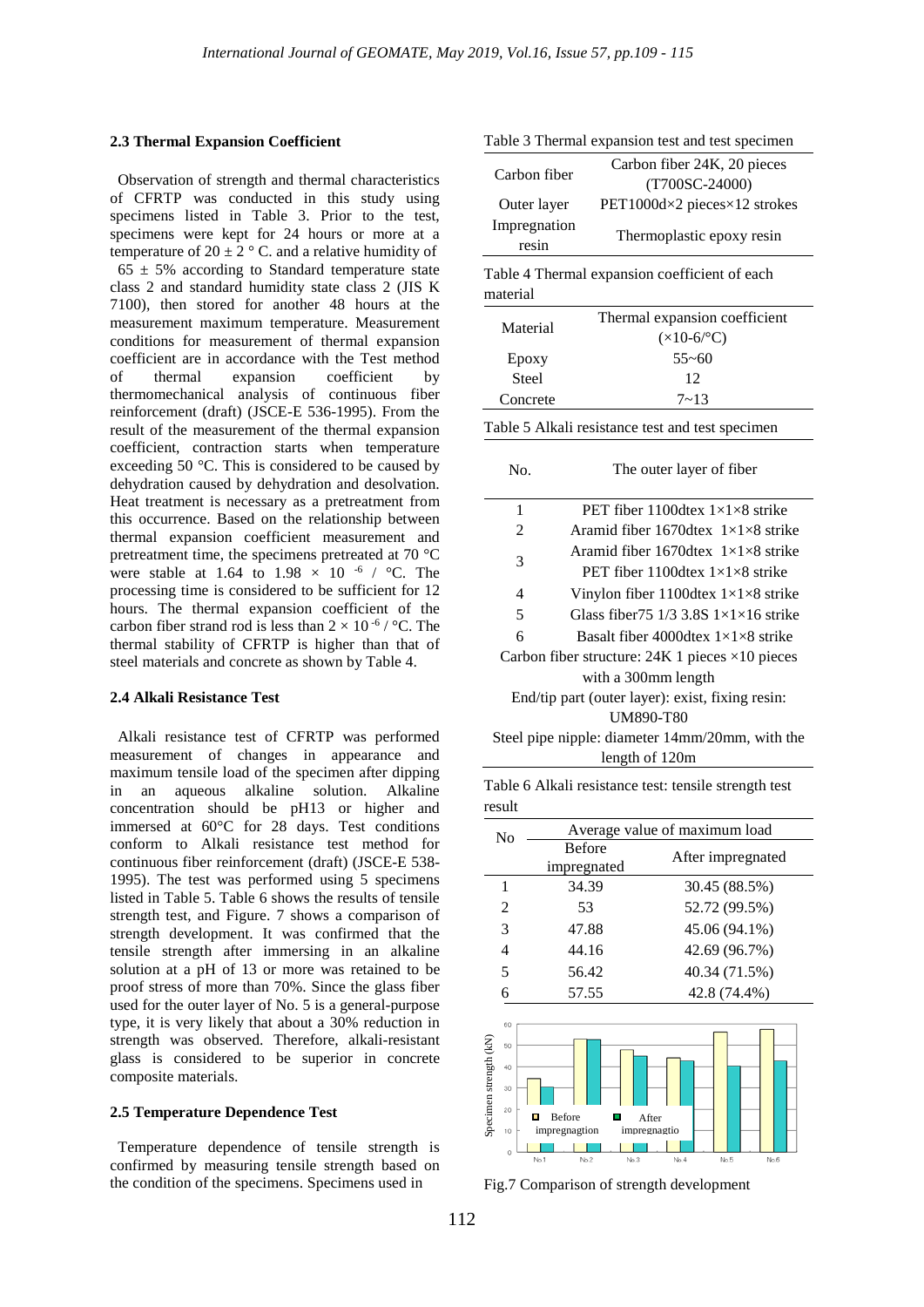### 2.3 Thermal Expansion Coefficient

Observation of strength and thermal characteristics of CFRTP was conducted in this study using specimens listed in Table 3. Prior to the test, specimens were kept for 24 hours or more at a temperature of $20 \pm 2$ ° C. and a relative humidity of $65 \pm 5\%$ according to Standard temperature state class 2 and standard humidity state class 2 (JIS K 7100), then stored for another 48 hours at the measurement maximum temperature. Measurement conditions for measurement of thermal expansion coefficient are in accordance with the Test method of thermal expansion coefficient by thermomechanical analysis of continuous fiber reinforcement (draft) (JSCE-E 536-1995). From the result of the measurement of the thermal expansion coefficient, contraction starts when temperature exceeding 50 °C. This is considered to be caused by dehydration caused by dehydration and desolvation. Heat treatment is necessary as a pretreatment from this occurrence. Based on the relationship between thermal expansion coefficient measurement and pretreatment time, the specimens pretreated at 70 °C were stable at 1.64 to $1.98 \times 10^{-6}$ / °C. The processing time is considered to be sufficient for 12 hours. The thermal expansion coefficient of the carbon fiber strand rod is less than $2 \times 10^{-6}$ / °C. The thermal stability of CFRTP is higher than that of steel materials and concrete as shown by Table 4.

### 2.4 Alkali Resistance Test

Alkali resistance test of CFRTP was performed measurement of changes in appearance and maximum tensile load of the specimen after dipping in an aqueous alkaline solution. Alkaline concentration should be pH13 or higher and immersed at 60°C for 28 days. Test conditions conform to Alkali resistance test method for continuous fiber reinforcement (draft) (JSCE-E 538-1995). The test was performed using 5 specimens listed in Table 5. Table 6 shows the results of tensile strength test, and Figure. 7 shows a comparison of strength development. It was confirmed that the tensile strength after immersing in an alkaline solution at a pH of 13 or more was retained to be proof stress of more than 70%. Since the glass fiber used for the outer layer of No. 5 is a general-purpose type, it is very likely that about a 30% reduction in strength was observed. Therefore, alkali-resistant glass is considered to be superior in concrete composite materials.

### 2.5 Temperature Dependence Test

Temperature dependence of tensile strength is confirmed by measuring tensile strength based on the condition of the specimens. Specimens used in

Table 3 Thermal expansion test and test specimen

| | |
|---|---|
| Carbon fiber | Carbon fiber 24K, 20 pieces (T700SC-24000) |
| Outer layer | PET1000d×2 pieces×12 strokes |
| Impregnation resin | Thermoplastic epoxy resin |

Table 4 Thermal expansion coefficient of each material

| Material | Thermal expansion coefficient (×10-6/°C) |
|---|---|
| Epoxy | 55~60 |
| Steel | 12 |
| Concrete | 7~13 |

Table 5 Alkali resistance test and test specimen

| No. | The outer layer of fiber |
|---|---|
| 1 | PET fiber 1100dtex 1×1×8 strike |
| 2 | Aramid fiber 1670dtex 1×1×8 strike |
| 3 | Aramid fiber 1670dtex 1×1×8 strike<br>PET fiber 1100dtex 1×1×8 strike |
| 4 | Vinylon fiber 1100dtex 1×1×8 strike |
| 5 | Glass fiber75 1/3 3.8S 1×1×16 strike |
| 6 | Basalt fiber 4000dtex 1×1×8 strike |

Carbon fiber structure: 24K 1 pieces ×10 pieces with a 300mm length

End/tip part (outer layer): exist, fixing resin: UM890-T80

Steel pipe nipple: diameter 14mm/20mm, with the length of 120m

Table 6 Alkali resistance test: tensile strength test result

| No | Average value of maximum load | |
|---|---|---|
| | Before impregnated | After impregnated |
| 1 | 34.39 | 30.45 (88.5%) |
| 2 | 53 | 52.72 (99.5%) |
| 3 | 47.88 | 45.06 (94.1%) |
| 4 | 44.16 | 42.69 (96.7%) |
| 5 | 56.42 | 40.34 (71.5%) |
| 6 | 57.55 | 42.8 (74.4%) |

Specimen strength (kN)
0
10
20
30
40
50
60
No.1 No.2 No.3 No.4 No.5 No.6
Before impregnagtion
After impregnagtio

Fig.7 Comparison of strength development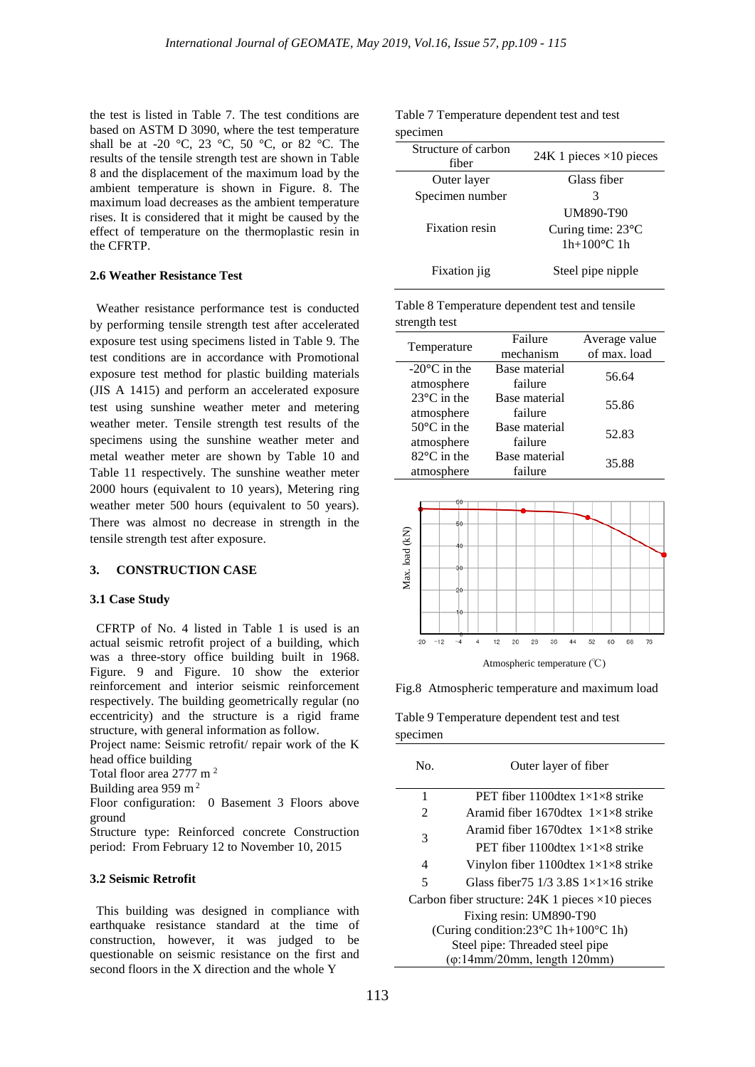the test is listed in Table 7. The test conditions are based on ASTM D 3090, where the test temperature shall be at -20 °C, 23 °C, 50 °C, or 82 °C. The results of the tensile strength test are shown in Table 8 and the displacement of the maximum load by the ambient temperature is shown in Figure. 8. The maximum load decreases as the ambient temperature rises. It is considered that it might be caused by the effect of temperature on the thermoplastic resin in the CFRTP.

### 2.6 Weather Resistance Test

Weather resistance performance test is conducted by performing tensile strength test after accelerated exposure test using specimens listed in Table 9. The test conditions are in accordance with Promotional exposure test method for plastic building materials (JIS A 1415) and perform an accelerated exposure test using sunshine weather meter and metering weather meter. Tensile strength test results of the specimens using the sunshine weather meter and metal weather meter are shown by Table 10 and Table 11 respectively. The sunshine weather meter 2000 hours (equivalent to 10 years), Metering ring weather meter 500 hours (equivalent to 50 years). There was almost no decrease in strength in the tensile strength test after exposure.

## 3. CONSTRUCTION CASE

### 3.1 Case Study

CFRTP of No. 4 listed in Table 1 is used is an actual seismic retrofit project of a building, which was a three-story office building built in 1968. Figure. 9 and Figure. 10 show the exterior reinforcement and interior seismic reinforcement respectively. The building geometrically regular (no eccentricity) and the structure is a rigid frame structure, with general information as follow.

Project name: Seismic retrofit/ repair work of the K head office building

Total floor area 2777 m $^2$

Building area 959 m $^2$

Floor configuration: 0 Basement 3 Floors above ground

Structure type: Reinforced concrete Construction period: From February 12 to November 10, 2015

### 3.2 Seismic Retrofit

This building was designed in compliance with earthquake resistance standard at the time of construction, however, it was judged to be questionable on seismic resistance on the first and second floors in the X direction and the whole Y

Table 7 Temperature dependent test and test specimen

| | |
|---|---|
| Structure of carbon fiber | 24K 1 pieces ×10 pieces |
| Outer layer | Glass fiber |
| Specimen number | 3 |
| Fixation resin | UM890-T90<br>Curing time: 23°C<br>1h+100°C 1h |
| Fixation jig | Steel pipe nipple |

Table 8 Temperature dependent test and tensile strength test

| Temperature | Failure mechanism | Average value of max. load |
|---|---|---|
| -20°C in the atmosphere | Base material failure | 56.64 |
| 23°C in the atmosphere | Base material failure | 55.86 |
| 50°C in the atmosphere | Base material failure | 52.83 |
| 82°C in the atmosphere | Base material failure | 35.88 |

Max. load (kN)

60
50
40
30
20
10
0

-20 −12 −4 4 12 20 28 36 44 52 60 68 76

Atmospheric temperature (℃)

Fig.8 Atmospheric temperature and maximum load

Table 9 Temperature dependent test and test specimen

| No. | Outer layer of fiber |
|---|---|
| 1 | PET fiber 1100dtex 1×1×8 strike |
| 2 | Aramid fiber 1670dtex 1×1×8 strike |
| 3 | Aramid fiber 1670dtex 1×1×8 strike<br>PET fiber 1100dtex 1×1×8 strike |
| 4 | Vinylon fiber 1100dtex 1×1×8 strike |
| 5 | Glass fiber75 1/3 3.8S 1×1×16 strike |
| Carbon fiber structure: 24K 1 pieces ×10 pieces<br>Fixing resin: UM890-T90<br>(Curing condition:23°C 1h+100°C 1h)<br>Steel pipe: Threaded steel pipe<br>(φ:14mm/20mm, length 120mm) | |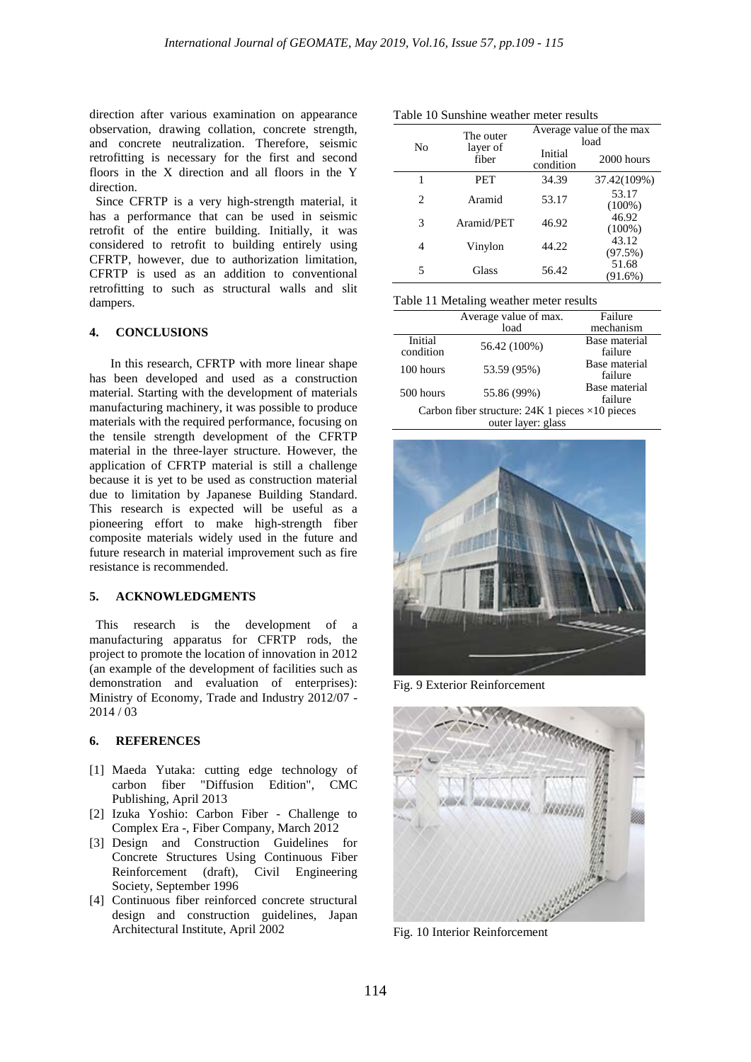direction after various examination on appearance observation, drawing collation, concrete strength, and concrete neutralization. Therefore, seismic retrofitting is necessary for the first and second floors in the X direction and all floors in the Y direction.

Since CFRTP is a very high-strength material, it has a performance that can be used in seismic retrofit of the entire building. Initially, it was considered to retrofit to building entirely using CFRTP, however, due to authorization limitation, CFRTP is used as an addition to conventional retrofitting to such as structural walls and slit dampers.

## 4. CONCLUSIONS

In this research, CFRTP with more linear shape has been developed and used as a construction material. Starting with the development of materials manufacturing machinery, it was possible to produce materials with the required performance, focusing on the tensile strength development of the CFRTP material in the three-layer structure. However, the application of CFRTP material is still a challenge because it is yet to be used as construction material due to limitation by Japanese Building Standard. This research is expected will be useful as a pioneering effort to make high-strength fiber composite materials widely used in the future and future research in material improvement such as fire resistance is recommended.

## 5. ACKNOWLEDGMENTS

This research is the development of a manufacturing apparatus for CFRTP rods, the project to promote the location of innovation in 2012 (an example of the development of facilities such as demonstration and evaluation of enterprises): Ministry of Economy, Trade and Industry 2012/07 - 2014 / 03

## 6. REFERENCES

[1] Maeda Yutaka: cutting edge technology of carbon fiber "Diffusion Edition", CMC Publishing, April 2013

[2] Izuka Yoshio: Carbon Fiber - Challenge to Complex Era -, Fiber Company, March 2012

[3] Design and Construction Guidelines for Concrete Structures Using Continuous Fiber Reinforcement (draft), Civil Engineering Society, September 1996

[4] Continuous fiber reinforced concrete structural design and construction guidelines, Japan Architectural Institute, April 2002

Table 10 Sunshine weather meter results

| No | The outer layer of fiber | Average value of the max load | |
|---|---|---|---|
| | | Initial condition | 2000 hours |
| 1 | PET | 34.39 | 37.42(109%) |
| 2 | Aramid | 53.17 | 53.17 (100%) |
| 3 | Aramid/PET | 46.92 | 46.92 (100%) |
| 4 | Vinylon | 44.22 | 43.12 (97.5%) |
| 5 | Glass | 56.42 | 51.68 (91.6%) |

Table 11 Metaling weather meter results

| | Average value of max. load | Failure mechanism |
|---|---|---|
| Initial condition | 56.42 (100%) | Base material failure |
| 100 hours | 53.59 (95%) | Base material failure |
| 500 hours | 55.86 (99%) | Base material failure |
| Carbon fiber structure: 24K 1 pieces ×10 pieces outer layer: glass | | |

Fig. 9 Exterior Reinforcement

Fig. 10 Interior Reinforcement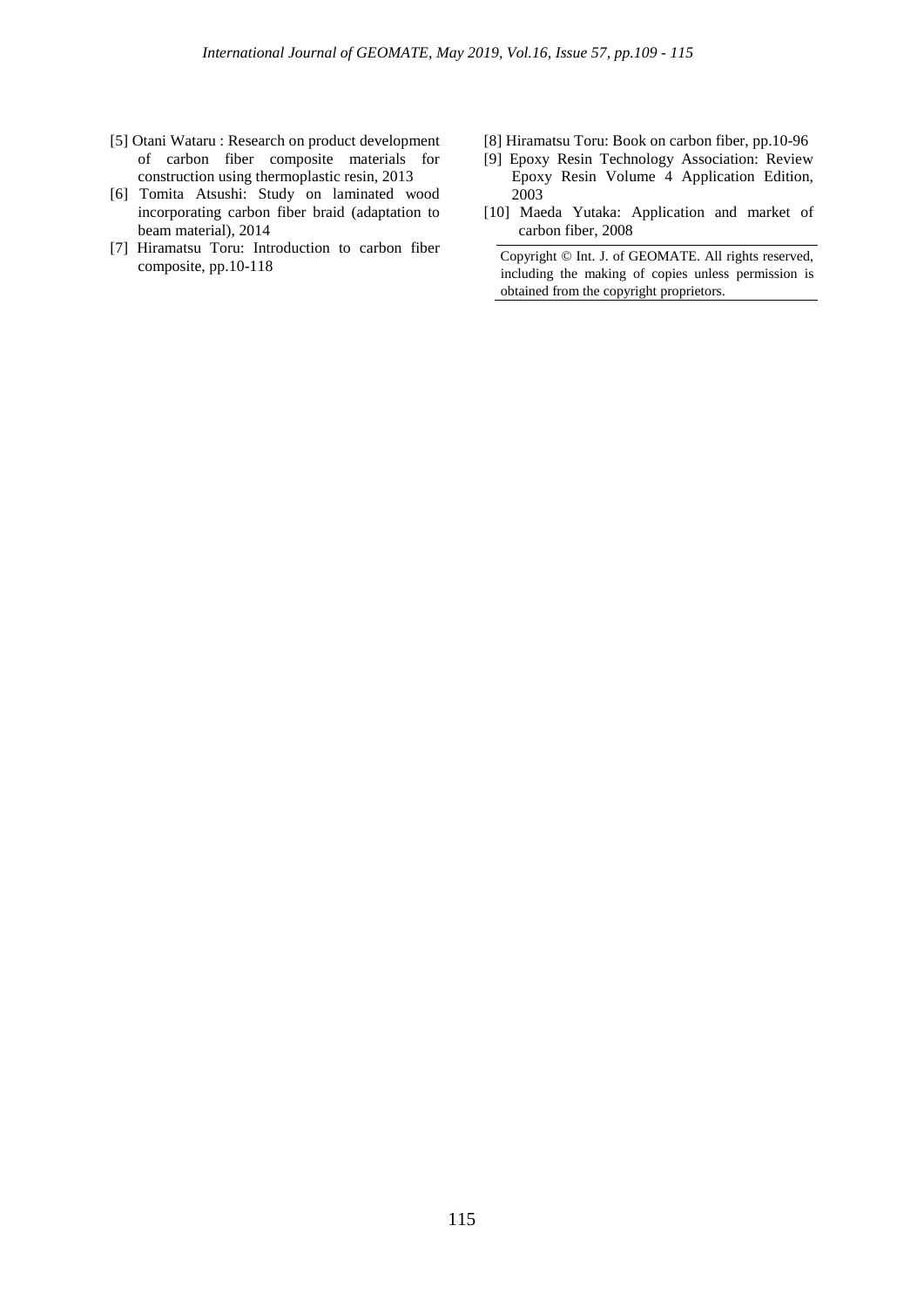[5] Otani Wataru : Research on product development of carbon fiber composite materials for construction using thermoplastic resin, 2013

[6] Tomita Atsushi: Study on laminated wood incorporating carbon fiber braid (adaptation to beam material), 2014

[7] Hiramatsu Toru: Introduction to carbon fiber composite, pp.10-118

[8] Hiramatsu Toru: Book on carbon fiber, pp.10-96

[9] Epoxy Resin Technology Association: Review Epoxy Resin Volume 4 Application Edition, 2003

[10] Maeda Yutaka: Application and market of carbon fiber, 2008

Copyright © Int. J. of GEOMATE. All rights reserved, including the making of copies unless permission is obtained from the copyright proprietors.